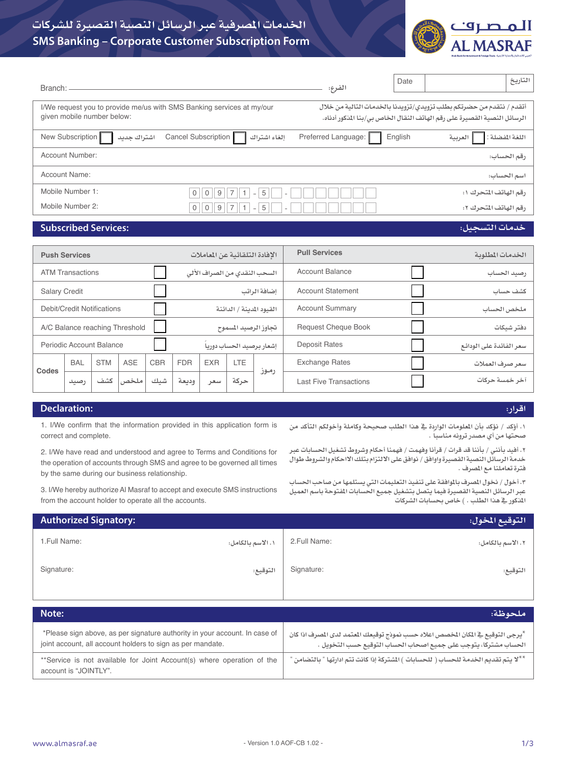# الخدمات المصرفية عبر الرسائل النصية القصيرة للشركات
# SMS Banking – Corporate Customer Subscription Form

**المصرف**
**AL MASRAF**

| Branch: | الفرع: | Date | | التاريخ |
|---|---|---|---|---|

I/We request you to provide me/us with SMS Banking services at my/our given mobile number below:

أتقدم / نتقدم من حضرتكم بطلب تزويدي/تزويدنا بالخدمات التالية من خلال الرسائل النصية القصيرة على رقم الهاتف النقال الخاص بي/بنا المذكور أدناه.

New Subscription ☐ اشتراك جديد    Cancel Subscription ☐ إلغاء اشتراك    Preferred Language: ☐ English ☐ العربية :اللغة المفضلة

| | |
|---|---|
| Account Number: | رقم الحساب: |
| Account Name: | اسم الحساب: |
| Mobile Number 1: 0 0 9 7 1 - 5 _ - _ _ _ _ _ _ _ | رقم الهاتف المتحرك ١: |
| Mobile Number 2: 0 0 9 7 1 - 5 _ - _ _ _ _ _ _ _ | رقم الهاتف المتحرك ٢: |

## Subscribed Services: / خدمات التسجيل:

| Push Services | | الإفادة التلقائية عن المعاملات | Pull Services | | الخدمات المطلوبة |
|---|---|---|---|---|---|
| ATM Transactions | ☐ | السحب النقدي من الصراف الآلي | Account Balance | ☐ | رصيد الحساب |
| Salary Credit | ☐ | إضافة الراتب | Account Statement | ☐ | كشف حساب |
| Debit/Credit Notifications | ☐ | القيود المدينة / الدائنة | Account Summary | ☐ | ملخص الحساب |
| A/C Balance reaching Threshold | ☐ | تجاوز الرصيد المسموح | Request Cheque Book | ☐ | دفتر شيكات |
| Periodic Account Balance | ☐ | إشعار برصيد الحساب دورياً | Deposit Rates | ☐ | سعر الفائدة على الودائع |

| Codes | BAL | STM | ASE | CBR | FDR | EXR | LTE | رموز | Exchange Rates | ☐ | سعر صرف العملات |
|---|---|---|---|---|---|---|---|---|---|---|---|
| | رصيد | كشف | ملخص | شيك | وديعة | سعر | حركة | | Last Five Transactions | ☐ | آخر خمسة حركات |

## Declaration: / اقرار:

1. I/We confirm that the information provided in this application form is correct and complete.

2. I/We have read and understood and agree to Terms and Conditions for the operation of accounts through SMS and agree to be governed all times by the same during our business relationship.

3. I/We hereby authorize Al Masraf to accept and execute SMS instructions from the account holder to operate all the accounts.

١. أؤكد / نؤكد بأن المعلومات الواردة في هذا الطلب صحيحة وكاملة وأخولكم التأكد من صحتها من أي مصدر ترونه مناسبا .

٢. أفيد بأنني / بأننا قد قرات / قرانا وفهمت / فهمنا أحكام وشروط تشغيل الحسابات عبر خدمة الرسائل النصية القصيرة واوافق / نوافق على الالتزام بتلك الاحكام والشروط طوال فترة تعاملنا مع المصرف .

٣. أخول / نخول المصرف بالموافقة على تنفيذ التعليمات التي يستلمها من صاحب الحساب عبر الرسائل النصية القصيرة فيما يتصل بتشغيل جميع الحسابات المفتوحة باسم العميل المذكور في هذا الطلب . ) خاص بحسابات الشركات

## Authorized Signatory: / التوقيع المخول:

| | | | |
|---|---|---|---|
| 1.Full Name: | ١. الاسم بالكامل: | 2.Full Name: | ٢. الاسم بالكامل: |
| Signature: | التوقيع: | Signature: | التوقيع: |

## Note: / ملحوظة:

*Please sign above, as per signature authority in your account. In case of joint account, all account holders to sign as per mandate.

*يرجى التوقيع في المكان المخصص اعلاه حسب نموذج توقيعك المعتمد لدى المصرف اذا كان الحساب مشتركا، يتوجب على جميع اصحاب الحساب التوقيع حسب التخويل .

**Service is not available for Joint Account(s) where operation of the account is "JOINTLY".

**لا يتم تقديم الخدمة للحساب ( للحسابات ) المشتركة إذا كانت تتم ادارتها " بالتضامن "

www.almasraf.ae    - Version 1.0 AOF-CB 1.02 -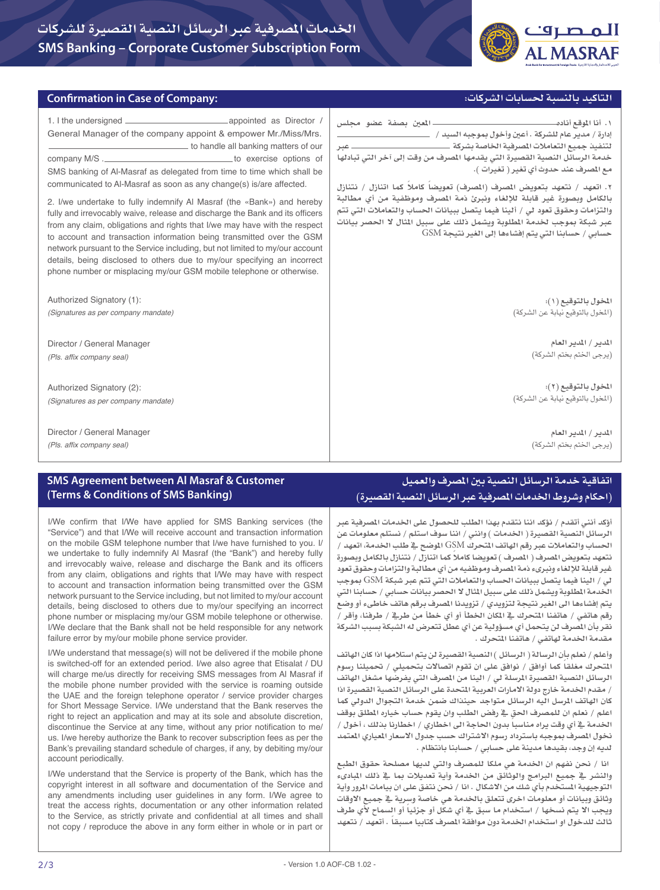# الخدمات المصرفية عبر الرسائل النصية القصيرة للشركات
# SMS Banking – Corporate Customer Subscription Form

## Confirmation in Case of Company:

1. I the undersigned ______________________ appointed as Director / General Manager of the company appoint & empower Mr./Miss/Mrs. ______________________ to handle all banking matters of our company M/S . ______________________ to exercise options of SMS banking of Al-Masraf as delegated from time to time which shall be communicated to Al-Masraf as soon as any change(s) is/are affected.

2. I/we undertake to fully indemnify Al Masraf (the «Bank») and hereby fully and irrevocably waive, release and discharge the Bank and its officers from any claim, obligations and rights that I/we may have with the respect to account and transaction information being transmitted over the GSM network pursuant to the Service including, but not limited to my/our account details, being disclosed to others due to my/our specifying an incorrect phone number or misplacing my/our GSM mobile telephone or otherwise.

## التاكيد بالنسبة لحسابات الشركات:

١. أنا الموقع أناده______________ المعين بصفة عضو مجلس إدارة / مدير عام للشركة . أعين وأخول بموجبه السيد / ______________ لتنفيذ جميع التعاملات المصرفية الخاصة بشركة ______________ عبر خدمة الرسائل النصية القصيرة التي يقدمها المصرف من وقت إلى آخر التي تتبادلها مع المصرف عند حدوث أي تغير ( تغيرات ).

٢. اتعهد / نتعهد بتعويض المصرف (المصرف) تعويضاً كاملاً كما اتنازل / نتنازل بالكامل وبصورة غير قابلة للإلغاء ونبرئ ذمة المصرف وموظفية من أي مطالبة والتزامات وحقوق تعود لي / الينا فيما يتصل ببيانات الحساب والتعاملات التي تتم عبر شبكة بموجب لخدمة المطلوبة ويشمل ذلك على سبيل المثال لا الحصر بيانات حسابي / حسابنا التي يتم إفشاءها إلى الغير نتيجة GSM

Authorized Signatory (1): / المخول بالتوقيع (١):
*(Signatures as per company mandate)* / (المخول بالتوقيع نيابة عن الشركة)

Director / General Manager / المدير / المدير العام
*(Pls. affix company seal)* / (يرجى الختم بختم الشركة)

Authorized Signatory (2): / المخول بالتوقيع (٢):
*(Signatures as per company mandate)* / (المخول بالتوقيع نيابة عن الشركة)

Director / General Manager / المدير / المدير العام
*(Pls. affix company seal)* / (يرجى الختم بختم الشركة)

## SMS Agreement between Al Masraf & Customer (Terms & Conditions of SMS Banking)

I/We confirm that I/We have applied for SMS Banking services (the "Service") and that I/We will receive account and transaction information on the mobile GSM telephone number that I/we have furnished to you. I/we undertake to fully indemnify Al Masraf (the "Bank") and hereby fully and irrevocably waive, release and discharge the Bank and its officers from any claim, obligations and rights that I/We may have with respect to account and transaction information being transmitted over the GSM network pursuant to the Service including, but not limited to my/our account details, being disclosed to others due to my/our specifying an incorrect phone number or misplacing my/our GSM mobile telephone or otherwise. I/We declare that the Bank shall not be held responsible for any network failure error by my/our mobile phone service provider.

I/We understand that message(s) will not be delivered if the mobile phone is switched-off for an extended period. I/we also agree that Etisalat / DU will charge me/us directly for receiving SMS messages from Al Masraf if the mobile phone number provided with the service is roaming outside the UAE and the foreign telephone operator / service provider charges for Short Message Service. I/We understand that the Bank reserves the right to reject an application and may at its sole and absolute discretion, discontinue the Service at any time, without any prior notification to me/us. I/we hereby authorize the Bank to recover subscription fees as per the Bank's prevailing standard schedule of charges, if any, by debiting my/our account periodically.

I/We understand that the Service is property of the Bank, which has the copyright interest in all software and documentation of the Service and any amendments including user guidelines in any form. I/We agree to treat the access rights, documentation or any other information related to the Service, as strictly private and confidential at all times and shall not copy / reproduce the above in any form either in whole or in part or

## اتفاقية خدمة الرسائل النصية بين المصرف والعميل (احكام وشروط الخدمات المصرفية عبر الرسائل النصية القصيرة)

أؤكد أنني أتقدم / نؤكد اننا نتقدم بهذا الطلب للحصول على الخدمات المصرفية عبر الرسائل النصية القصيرة ( الخدمات ) وانني / اننا سوف استلم / نستلم معلومات عن الحساب والتعاملات عبر رقم الهاتف المتحرك GSM الموضح في طلب الخدمة، اتعهد / نتعهد بتعويض المصرف ( المصرف ) تعويضا كاملاً كما اتنازل / نتنازل بالكامل وبصورة غير قابلة للالغاء وابرىء ذمة المصرف وموظفيه من أي مطالبة والتزامات وحقوق تعود لي / الينا فيما يتصل ببيانات الحساب والتعاملات التي تتم عبر شبكة GSM بموجب الخدمة المطلوبة ويشمل ذلك على سبيل المثال لا الحصر بيانات حسابي / حسابنا التي يتم إفشاءها الى الغير نتيجة لتزويدي / تزويدنا المصرف برقم هاتف خاطىء أو وضع رقم هاتفي / هاتفنا المتحرك في المكان الخطأ أو أي خطأ من طرفي / طرفنا، وأقر / نقر بأن المصرف لن يتحمل أي مسؤولية عن أي عطل تتعرض له الشبكة بسبب الشركة مقدمة الخدمة لهاتفي / هاتفنا المتحرك .

وأعلم / نعلم بأن الرسالة ( الرسائل ) النصية القصيرة لن يتم استلامها اذا كان الهاتف المتحرك مغلقا كما أوافق / نوافق على ان تقوم اتصالات بتحميلي / تحميلنا رسوم الرسائل النصية القصيرة المرسلة لي / الينا من المصرف التي يفرضها مشغل الهاتف / مقدم الخدمة خارج دولة الامارات العربية المتحدة على الرسائل النصية القصيرة اذا كان الهاتف المرسل اليه الرسائل متواجد حينذاك ضمن خدمة التجوال الدولي كما اعلم / نعلم ان للمصرف الحق في رفض الطلب وان يقوم حساب خياره المطلق بوقف الخدمة في أي وقت يراه مناسبا بدون الحاجة الى اخطاري / اخطارنا بذلك ، أخول / نخول المصرف بموجبه باسترداد رسوم الاشتراك حسب جدول الاسعار المعياري المعتمد لديه إن وجد، بقيدها مدينة على حسابي / حسابنا بانتظام .

انا / نحن نفهم ان الخدمة هي ملكا للمصرف والتي لديها مصلحة حقوق الطبع والنشر في جميع البرامج والوثائق من الخدمة وأية تعديلات بما في ذلك المبادىء التوجيهية المستخدم بأي شك من الاشكال . انا / نحن نتفق على ان بيانات المرور وأية وثائق وبيانات أو معلومات اخرى تتعلق بالخدمة هي خاصة وسرية في جميع الاوقات ويجب الا يتم نسخها / استخدام ما سبق في أي شكل أو جزئياً أو السماح لأي طرف ثالث للدخول او استخدام الخدمة دون موافقة المصرف كتابيا مسبقاً . أتعهد / نتعهد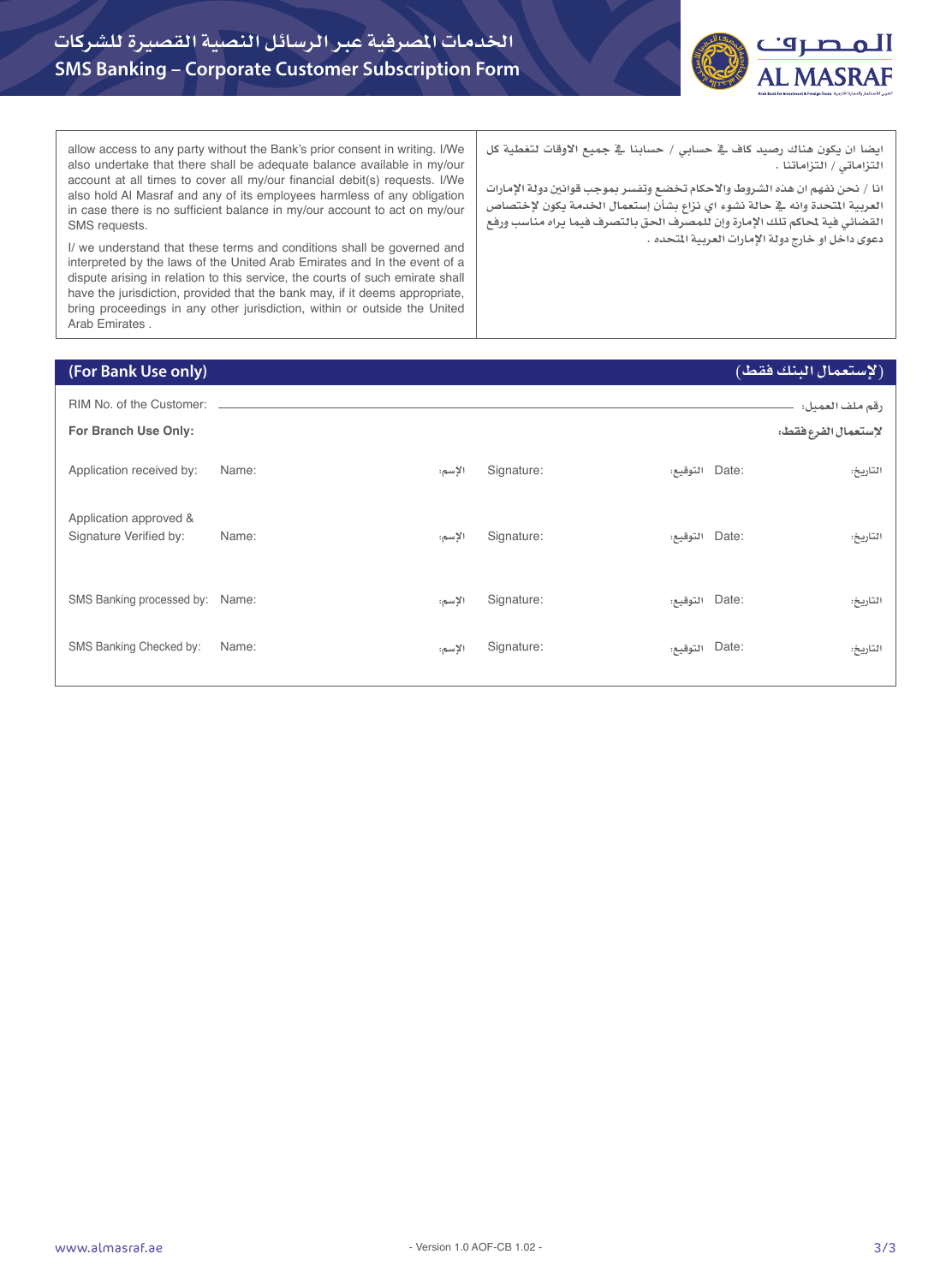# الخدمات المصرفية عبر الرسائل النصية القصيرة للشركات
# SMS Banking – Corporate Customer Subscription Form

allow access to any party without the Bank's prior consent in writing. I/We also undertake that there shall be adequate balance available in my/our account at all times to cover all my/our financial debit(s) requests. I/We also hold Al Masraf and any of its employees harmless of any obligation in case there is no sufficient balance in my/our account to act on my/our SMS requests.

I/ we understand that these terms and conditions shall be governed and interpreted by the laws of the United Arab Emirates and In the event of a dispute arising in relation to this service, the courts of such emirate shall have the jurisdiction, provided that the bank may, if it deems appropriate, bring proceedings in any other jurisdiction, within or outside the United Arab Emirates .

ايضا ان يكون هناك رصيد كاف في حسابي / حسابنا في جميع الاوقات لتغطية كل التزاماتي / التزاماتنا .

انا / نحن نفهم ان هذه الشروط والاحكام تخضع وتفسر بموجب قوانين دولة الإمارات العربية المتحدة وانه في حالة نشوء اي نزاع بشأن إستعمال الخدمة يكون لإختصاص القضائي فية لمحاكم تلك الإمارة وإن للمصرف الحق بالتصرف فيما يراه مناسب ورفع دعوى داخل او خارج دولة الإمارات العربية المتحده .

## (For Bank Use only) (لإستعمال البنك فقط)

RIM No. of the Customer: ______________________ :رقم ملف العميل

**For Branch Use Only:** **:لإستعمال الفرع فقط**

| | | | | | | | |
|---|---|---|---|---|---|---|---|
| Application received by: | Name: | :الإسم | Signature: | :التوقيع | Date: | :التاريخ |
| Application approved & Signature Verified by: | Name: | :الإسم | Signature: | :التوقيع | Date: | :التاريخ |
| SMS Banking processed by: | Name: | :الإسم | Signature: | :التوقيع | Date: | :التاريخ |
| SMS Banking Checked by: | Name: | :الإسم | Signature: | :التوقيع | Date: | :التاريخ |

www.almasraf.ae

- Version 1.0 AOF-CB 1.02 -